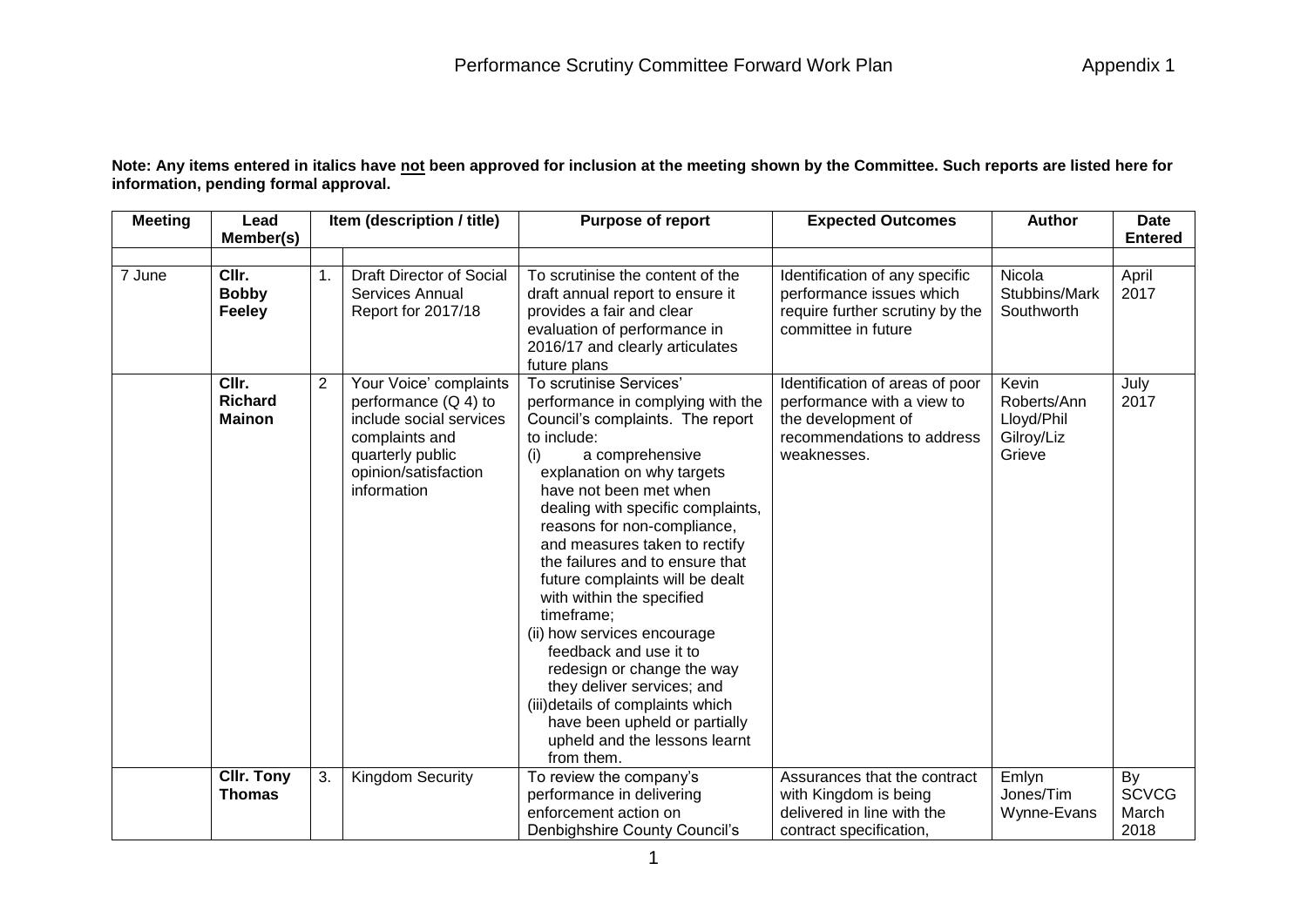# Performance Scrutiny Committee Forward Work Plan

Appendix 1

**Note: Any items entered in italics have not been approved for inclusion at the meeting shown by the Committee. Such reports are listed here for information, pending formal approval.**

| Meeting | Lead Member(s) | | Item (description / title) | Purpose of report | Expected Outcomes | Author | Date Entered |
|---|---|---|---|---|---|---|---|
| | | | | | | | |
| 7 June | **Cllr. Bobby Feeley** | 1. | Draft Director of Social Services Annual Report for 2017/18 | To scrutinise the content of the draft annual report to ensure it provides a fair and clear evaluation of performance in 2016/17 and clearly articulates future plans | Identification of any specific performance issues which require further scrutiny by the committee in future | Nicola Stubbins/Mark Southworth | April 2017 |
| | **Cllr. Richard Mainon** | 2 | Your Voice' complaints performance (Q 4) to include social services complaints and quarterly public opinion/satisfaction information | To scrutinise Services' performance in complying with the Council's complaints. The report to include: (i) a comprehensive explanation on why targets have not been met when dealing with specific complaints, reasons for non-compliance, and measures taken to rectify the failures and to ensure that future complaints will be dealt with within the specified timeframe; (ii) how services encourage feedback and use it to redesign or change the way they deliver services; and (iii) details of complaints which have been upheld or partially upheld and the lessons learnt from them. | Identification of areas of poor performance with a view to the development of recommendations to address weaknesses. | Kevin Roberts/Ann Lloyd/Phil Gilroy/Liz Grieve | July 2017 |
| | **Cllr. Tony Thomas** | 3. | Kingdom Security | To review the company's performance in delivering enforcement action on Denbighshire County Council's | Assurances that the contract with Kingdom is being delivered in line with the contract specification, | Emlyn Jones/Tim Wynne-Evans | By SCVCG March 2018 |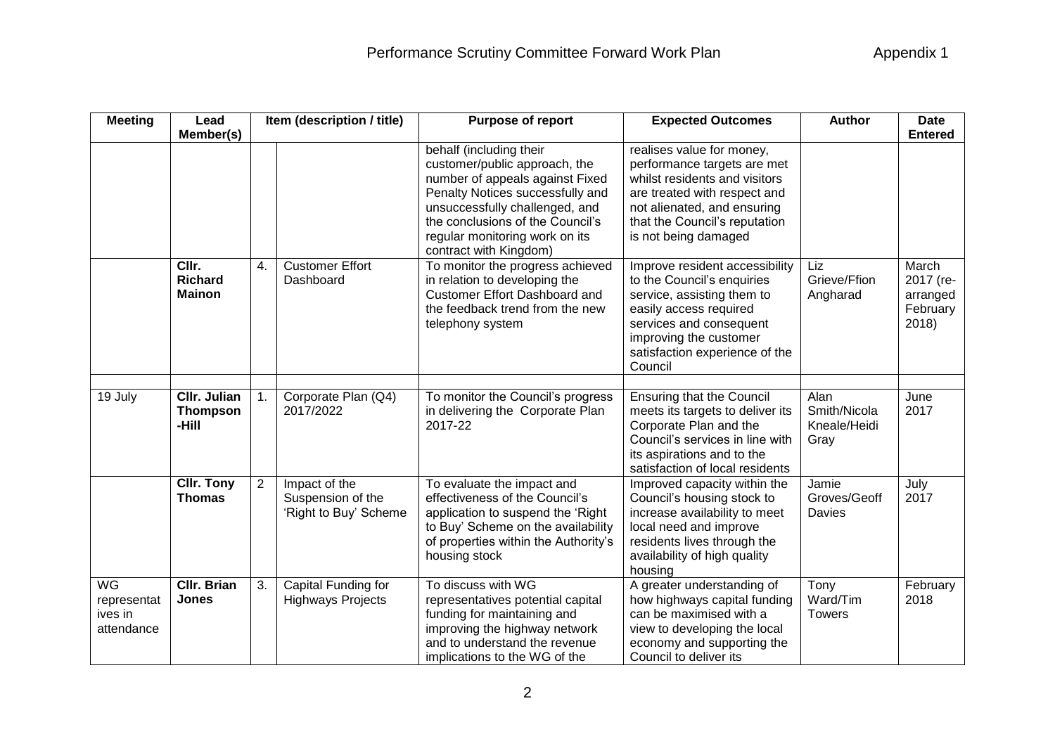| Meeting | Lead Member(s) | Item (description / title) | | Purpose of report | Expected Outcomes | Author | Date Entered |
|---|---|---|---|---|---|---|---|
| | | | | behalf (including their customer/public approach, the number of appeals against Fixed Penalty Notices successfully and unsuccessfully challenged, and the conclusions of the Council's regular monitoring work on its contract with Kingdom) | realises value for money, performance targets are met whilst residents and visitors are treated with respect and not alienated, and ensuring that the Council's reputation is not being damaged | | |
| | **Cllr. Richard Mainon** | 4. | Customer Effort Dashboard | To monitor the progress achieved in relation to developing the Customer Effort Dashboard and the feedback trend from the new telephony system | Improve resident accessibility to the Council's enquiries service, assisting them to easily access required services and consequent improving the customer satisfaction experience of the Council | Liz Grieve/Ffion Angharad | March 2017 (re-arranged February 2018) |
| | | | | | | | |
| 19 July | **Cllr. Julian Thompson -Hill** | 1. | Corporate Plan (Q4) 2017/2022 | To monitor the Council's progress in delivering the Corporate Plan 2017-22 | Ensuring that the Council meets its targets to deliver its Corporate Plan and the Council's services in line with its aspirations and to the satisfaction of local residents | Alan Smith/Nicola Kneale/Heidi Gray | June 2017 |
| | **Cllr. Tony Thomas** | 2 | Impact of the Suspension of the 'Right to Buy' Scheme | To evaluate the impact and effectiveness of the Council's application to suspend the 'Right to Buy' Scheme on the availability of properties within the Authority's housing stock | Improved capacity within the Council's housing stock to increase availability to meet local need and improve residents lives through the availability of high quality housing | Jamie Groves/Geoff Davies | July 2017 |
| WG representatives in attendance | **Cllr. Brian Jones** | 3. | Capital Funding for Highways Projects | To discuss with WG representatives potential capital funding for maintaining and improving the highway network and to understand the revenue implications to the WG of the | A greater understanding of how highways capital funding can be maximised with a view to developing the local economy and supporting the Council to deliver its | Tony Ward/Tim Towers | February 2018 |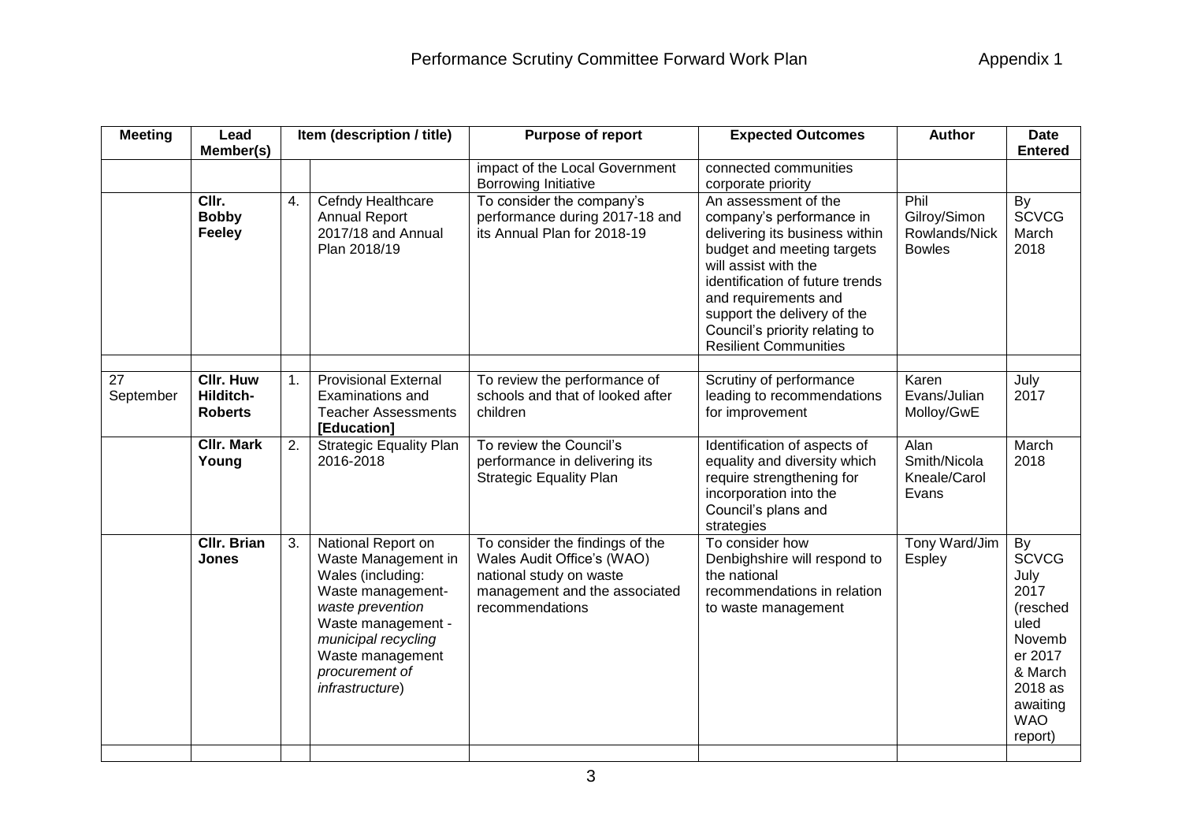# Performance Scrutiny Committee Forward Work Plan

Appendix 1

| Meeting | Lead Member(s) | Item (description / title) | | Purpose of report | Expected Outcomes | Author | Date Entered |
|---|---|---|---|---|---|---|---|
| | | | | impact of the Local Government Borrowing Initiative | connected communities corporate priority | | |
| | **Cllr. Bobby Feeley** | 4. | Cefndy Healthcare Annual Report 2017/18 and Annual Plan 2018/19 | To consider the company's performance during 2017-18 and its Annual Plan for 2018-19 | An assessment of the company's performance in delivering its business within budget and meeting targets will assist with the identification of future trends and requirements and support the delivery of the Council's priority relating to Resilient Communities | Phil Gilroy/Simon Rowlands/Nick Bowles | By SCVCG March 2018 |
| | | | | | | | |
| 27 September | **Cllr. Huw Hilditch-Roberts** | 1. | Provisional External Examinations and Teacher Assessments **[Education]** | To review the performance of schools and that of looked after children | Scrutiny of performance leading to recommendations for improvement | Karen Evans/Julian Molloy/GwE | July 2017 |
| | **Cllr. Mark Young** | 2. | Strategic Equality Plan 2016-2018 | To review the Council's performance in delivering its Strategic Equality Plan | Identification of aspects of equality and diversity which require strengthening for incorporation into the Council's plans and strategies | Alan Smith/Nicola Kneale/Carol Evans | March 2018 |
| | **Cllr. Brian Jones** | 3. | National Report on Waste Management in Wales (including: Waste management- *waste prevention* Waste management - *municipal recycling* Waste management *procurement of infrastructure*) | To consider the findings of the Wales Audit Office's (WAO) national study on waste management and the associated recommendations | To consider how Denbighshire will respond to the national recommendations in relation to waste management | Tony Ward/Jim Espley | By SCVCG July 2017 (rescheduled November 2017 & March 2018 as awaiting WAO report) |
| | | | | | | | |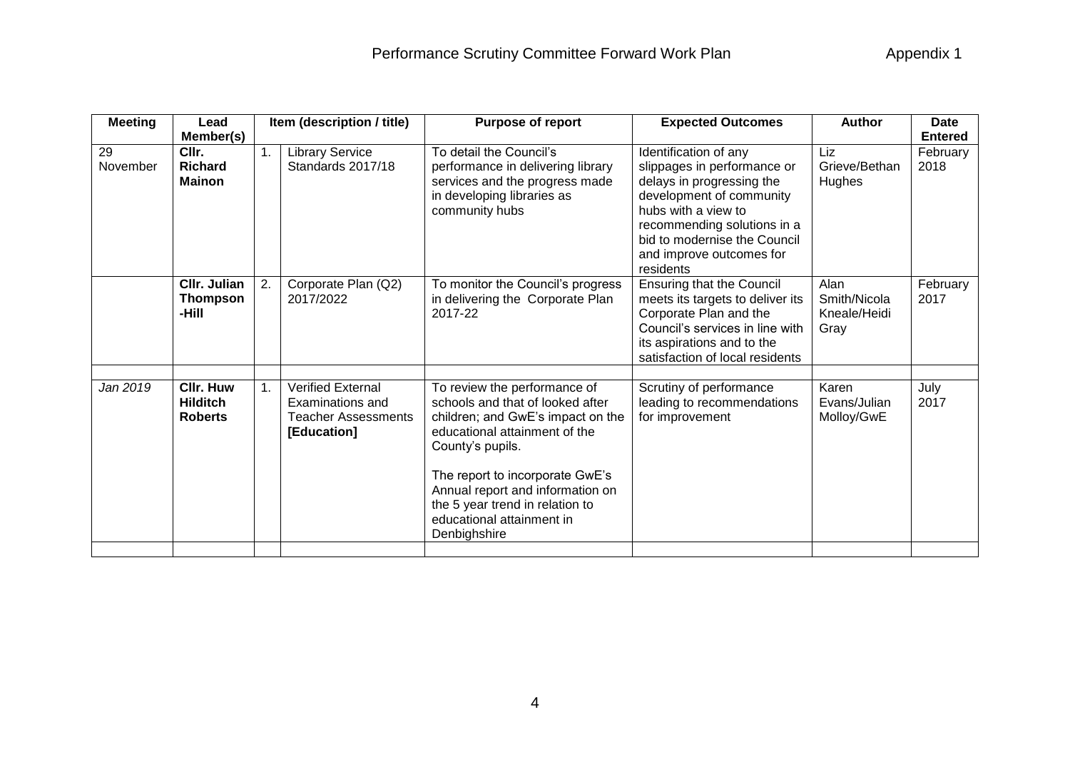# Performance Scrutiny Committee Forward Work Plan

Appendix 1

| Meeting | Lead Member(s) | | Item (description / title) | Purpose of report | Expected Outcomes | Author | Date Entered |
|---|---|---|---|---|---|---|---|
| 29 November | **Cllr. Richard Mainon** | 1. | Library Service Standards 2017/18 | To detail the Council's performance in delivering library services and the progress made in developing libraries as community hubs | Identification of any slippages in performance or delays in progressing the development of community hubs with a view to recommending solutions in a bid to modernise the Council and improve outcomes for residents | Liz Grieve/Bethan Hughes | February 2018 |
| | **Cllr. Julian Thompson-Hill** | 2. | Corporate Plan (Q2) 2017/2022 | To monitor the Council's progress in delivering the Corporate Plan 2017-22 | Ensuring that the Council meets its targets to deliver its Corporate Plan and the Council's services in line with its aspirations and to the satisfaction of local residents | Alan Smith/Nicola Kneale/Heidi Gray | February 2017 |
| | | | | | | | |
| *Jan 2019* | **Cllr. Huw Hilditch Roberts** | 1. | Verified External Examinations and Teacher Assessments **[Education]** | To review the performance of schools and that of looked after children; and GwE's impact on the educational attainment of the County's pupils.<br><br>The report to incorporate GwE's Annual report and information on the 5 year trend in relation to educational attainment in Denbighshire | Scrutiny of performance leading to recommendations for improvement | Karen Evans/Julian Molloy/GwE | July 2017 |
| | | | | | | | |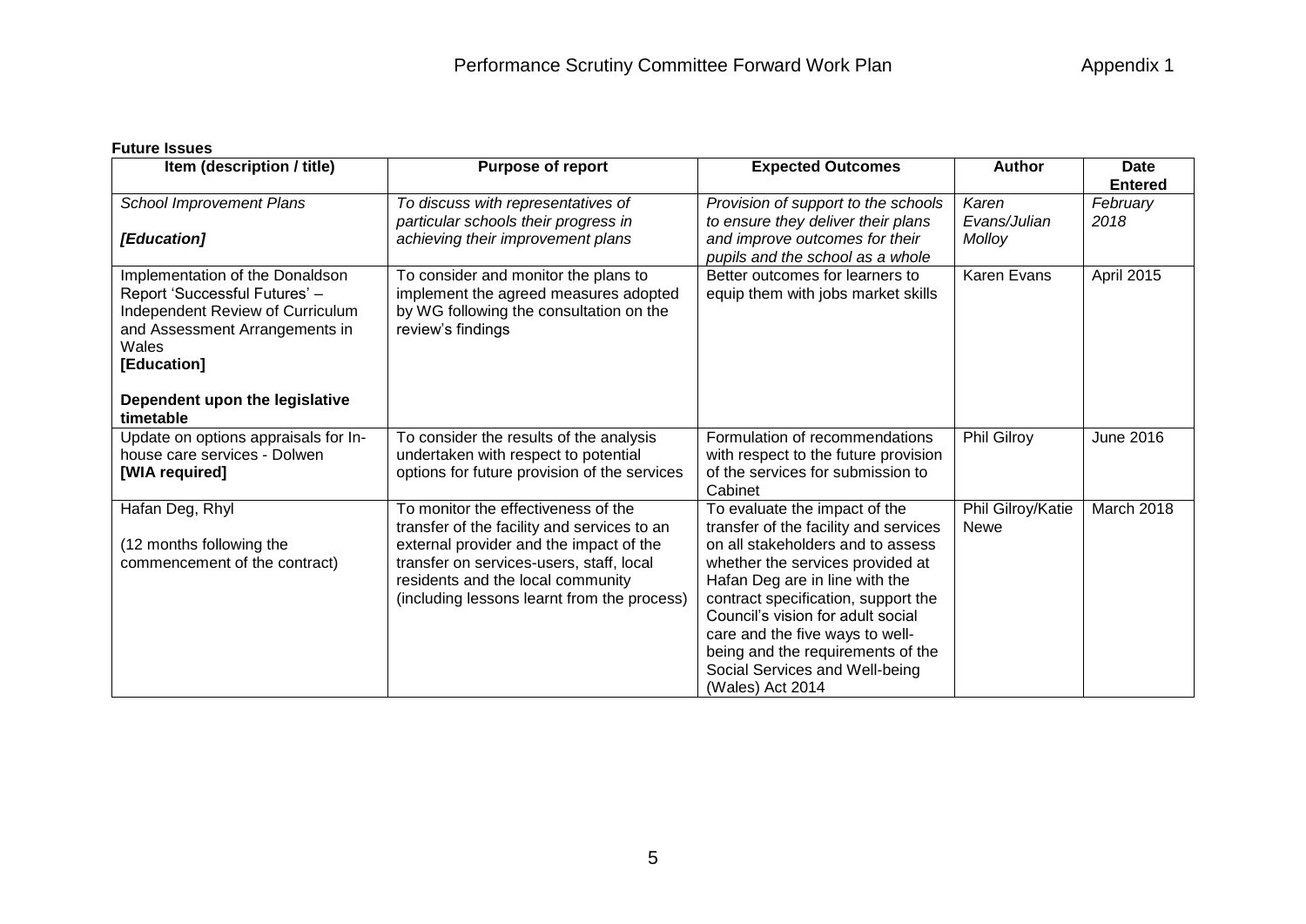**Future Issues**

| Item (description / title) | Purpose of report | Expected Outcomes | Author | Date Entered |
|---|---|---|---|---|
| *School Improvement Plans*<br><br>***[Education]*** | *To discuss with representatives of particular schools their progress in achieving their improvement plans* | *Provision of support to the schools to ensure they deliver their plans and improve outcomes for their pupils and the school as a whole* | *Karen Evans/Julian Molloy* | *February 2018* |
| Implementation of the Donaldson Report 'Successful Futures' – Independent Review of Curriculum and Assessment Arrangements in Wales<br>**[Education]**<br><br>**Dependent upon the legislative timetable** | To consider and monitor the plans to implement the agreed measures adopted by WG following the consultation on the review's findings | Better outcomes for learners to equip them with jobs market skills | Karen Evans | April 2015 |
| Update on options appraisals for In-house care services - Dolwen<br>**[WIA required]** | To consider the results of the analysis undertaken with respect to potential options for future provision of the services | Formulation of recommendations with respect to the future provision of the services for submission to Cabinet | Phil Gilroy | June 2016 |
| Hafan Deg, Rhyl<br><br>(12 months following the commencement of the contract) | To monitor the effectiveness of the transfer of the facility and services to an external provider and the impact of the transfer on services-users, staff, local residents and the local community (including lessons learnt from the process) | To evaluate the impact of the transfer of the facility and services on all stakeholders and to assess whether the services provided at Hafan Deg are in line with the contract specification, support the Council's vision for adult social care and the five ways to well-being and the requirements of the Social Services and Well-being (Wales) Act 2014 | Phil Gilroy/Katie Newe | March 2018 |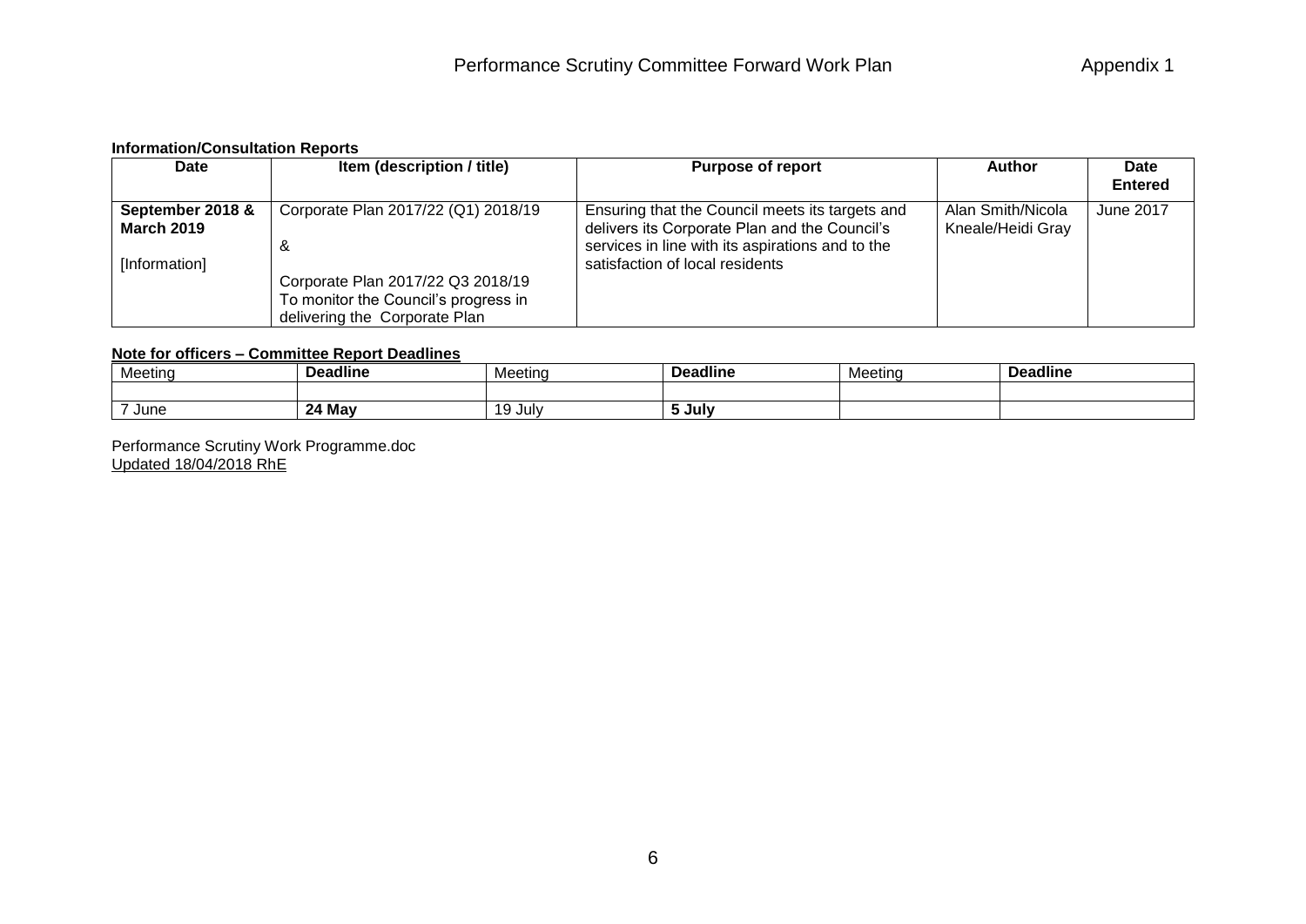Performance Scrutiny Committee Forward Work Plan Appendix 1

**Information/Consultation Reports**

| Date | Item (description / title) | Purpose of report | Author | Date Entered |
|---|---|---|---|---|
| **September 2018 & March 2019**<br><br>[Information] | Corporate Plan 2017/22 (Q1) 2018/19<br><br>&<br><br>Corporate Plan 2017/22 Q3 2018/19<br>To monitor the Council's progress in delivering the Corporate Plan | Ensuring that the Council meets its targets and delivers its Corporate Plan and the Council's services in line with its aspirations and to the satisfaction of local residents | Alan Smith/Nicola Kneale/Heidi Gray | June 2017 |

**Note for officers – Committee Report Deadlines**

| Meeting | Deadline | Meeting | Deadline | Meeting | Deadline |
|---|---|---|---|---|---|
| | | | | | |
| 7 June | **24 May** | 19 July | **5 July** | | |

Performance Scrutiny Work Programme.doc
Updated 18/04/2018 RhE